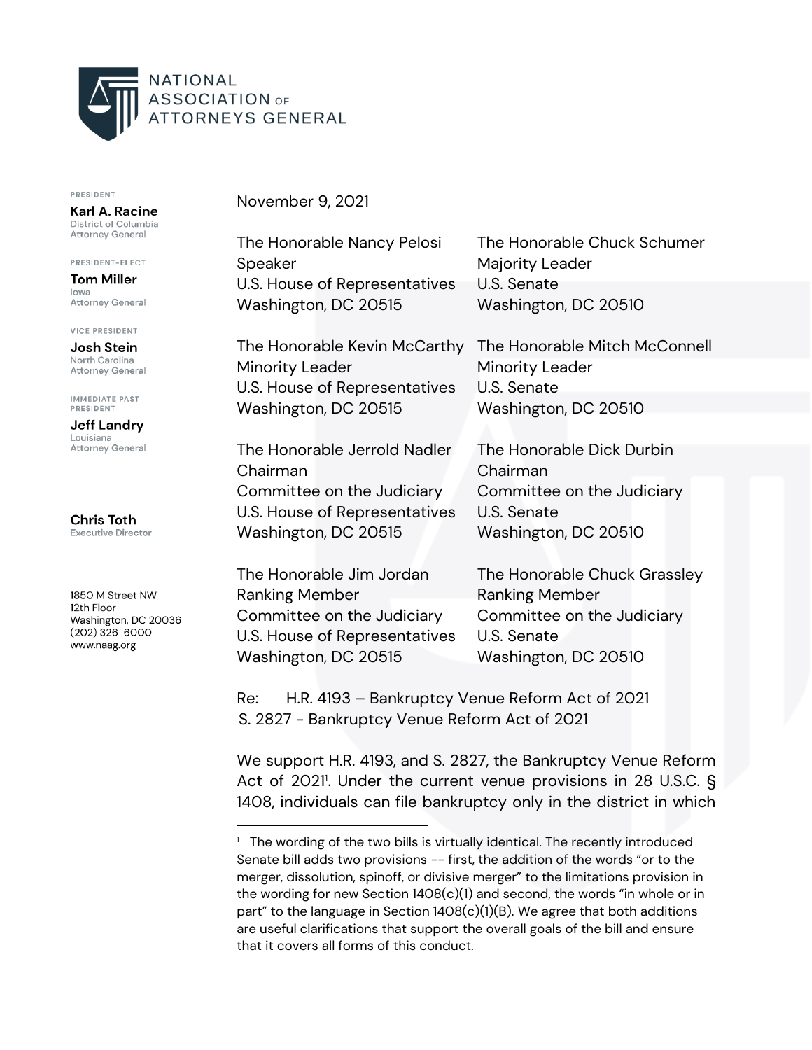# NATIONAL ASSOCIATION OF ATTORNEYS GENERAL

PRESIDENT
**Karl A. Racine**
District of Columbia Attorney General

PRESIDENT-ELECT
**Tom Miller**
Iowa Attorney General

VICE PRESIDENT
**Josh Stein**
North Carolina Attorney General

IMMEDIATE PAST PRESIDENT
**Jeff Landry**
Louisiana Attorney General

**Chris Toth**
Executive Director

1850 M Street NW
12th Floor
Washington, DC 20036
(202) 326-6000
www.naag.org

November 9, 2021

The Honorable Nancy Pelosi
Speaker
U.S. House of Representatives
Washington, DC 20515

The Honorable Chuck Schumer
Majority Leader
U.S. Senate
Washington, DC 20510

The Honorable Kevin McCarthy
Minority Leader
U.S. House of Representatives
Washington, DC 20515

The Honorable Mitch McConnell
Minority Leader
U.S. Senate
Washington, DC 20510

The Honorable Jerrold Nadler
Chairman
Committee on the Judiciary
U.S. House of Representatives
Washington, DC 20515

The Honorable Dick Durbin
Chairman
Committee on the Judiciary
U.S. Senate
Washington, DC 20510

The Honorable Jim Jordan
Ranking Member
Committee on the Judiciary
U.S. House of Representatives
Washington, DC 20515

The Honorable Chuck Grassley
Ranking Member
Committee on the Judiciary
U.S. Senate
Washington, DC 20510

Re: H.R. 4193 – Bankruptcy Venue Reform Act of 2021
S. 2827 - Bankruptcy Venue Reform Act of 2021

We support H.R. 4193, and S. 2827, the Bankruptcy Venue Reform Act of 2021[1]. Under the current venue provisions in 28 U.S.C. § 1408, individuals can file bankruptcy only in the district in which

[1] The wording of the two bills is virtually identical. The recently introduced Senate bill adds two provisions -- first, the addition of the words "or to the merger, dissolution, spinoff, or divisive merger" to the limitations provision in the wording for new Section 1408(c)(1) and second, the words "in whole or in part" to the language in Section 1408(c)(1)(B). We agree that both additions are useful clarifications that support the overall goals of the bill and ensure that it covers all forms of this conduct.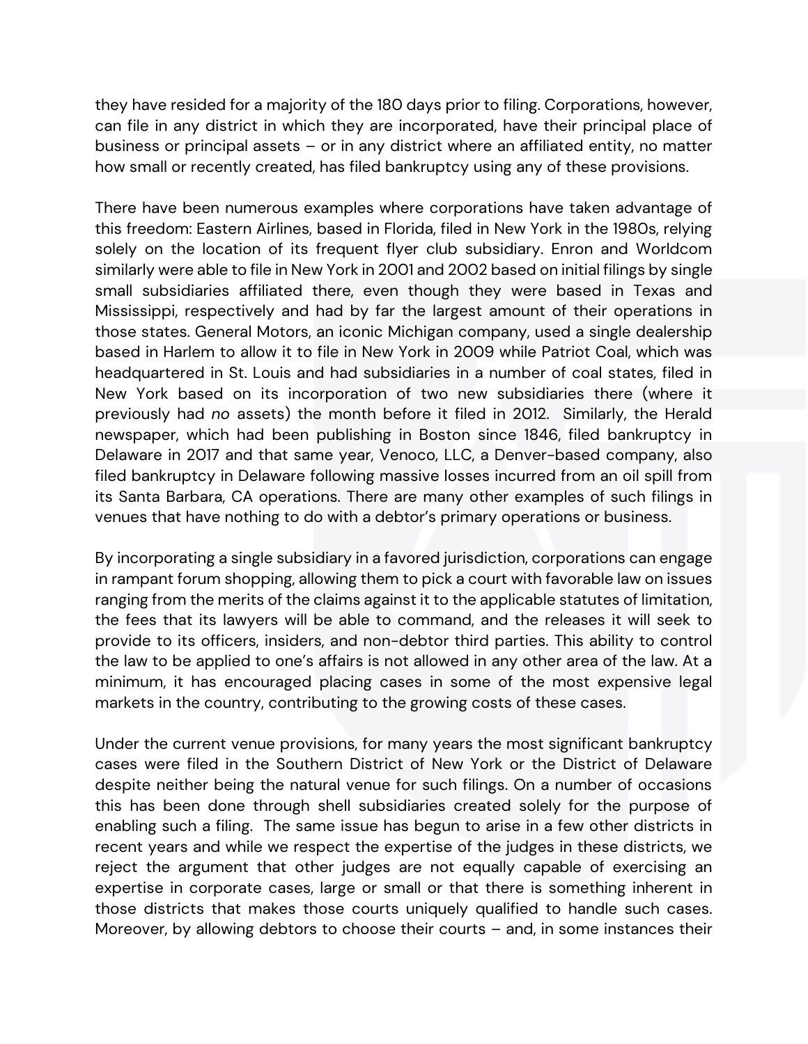they have resided for a majority of the 180 days prior to filing. Corporations, however, can file in any district in which they are incorporated, have their principal place of business or principal assets – or in any district where an affiliated entity, no matter how small or recently created, has filed bankruptcy using any of these provisions.

There have been numerous examples where corporations have taken advantage of this freedom: Eastern Airlines, based in Florida, filed in New York in the 1980s, relying solely on the location of its frequent flyer club subsidiary. Enron and Worldcom similarly were able to file in New York in 2001 and 2002 based on initial filings by single small subsidiaries affiliated there, even though they were based in Texas and Mississippi, respectively and had by far the largest amount of their operations in those states. General Motors, an iconic Michigan company, used a single dealership based in Harlem to allow it to file in New York in 2009 while Patriot Coal, which was headquartered in St. Louis and had subsidiaries in a number of coal states, filed in New York based on its incorporation of two new subsidiaries there (where it previously had *no* assets) the month before it filed in 2012. Similarly, the Herald newspaper, which had been publishing in Boston since 1846, filed bankruptcy in Delaware in 2017 and that same year, Venoco, LLC, a Denver-based company, also filed bankruptcy in Delaware following massive losses incurred from an oil spill from its Santa Barbara, CA operations. There are many other examples of such filings in venues that have nothing to do with a debtor's primary operations or business.

By incorporating a single subsidiary in a favored jurisdiction, corporations can engage in rampant forum shopping, allowing them to pick a court with favorable law on issues ranging from the merits of the claims against it to the applicable statutes of limitation, the fees that its lawyers will be able to command, and the releases it will seek to provide to its officers, insiders, and non-debtor third parties. This ability to control the law to be applied to one's affairs is not allowed in any other area of the law. At a minimum, it has encouraged placing cases in some of the most expensive legal markets in the country, contributing to the growing costs of these cases.

Under the current venue provisions, for many years the most significant bankruptcy cases were filed in the Southern District of New York or the District of Delaware despite neither being the natural venue for such filings. On a number of occasions this has been done through shell subsidiaries created solely for the purpose of enabling such a filing. The same issue has begun to arise in a few other districts in recent years and while we respect the expertise of the judges in these districts, we reject the argument that other judges are not equally capable of exercising an expertise in corporate cases, large or small or that there is something inherent in those districts that makes those courts uniquely qualified to handle such cases. Moreover, by allowing debtors to choose their courts – and, in some instances their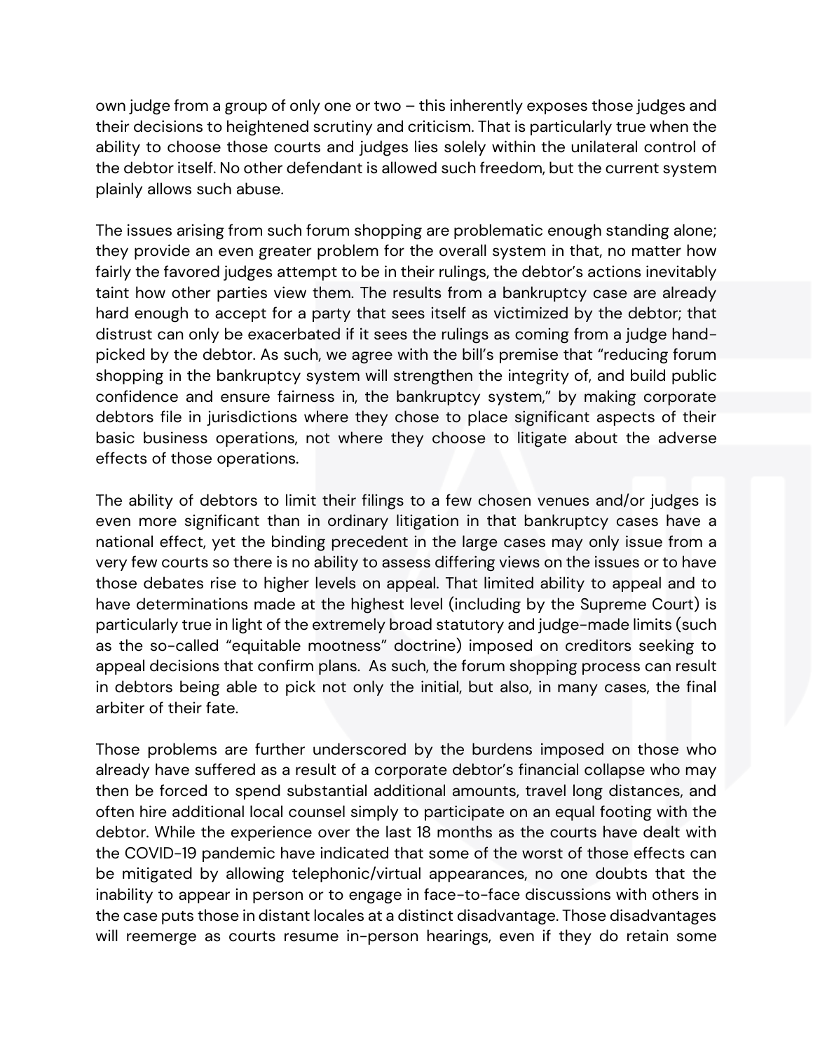own judge from a group of only one or two – this inherently exposes those judges and their decisions to heightened scrutiny and criticism. That is particularly true when the ability to choose those courts and judges lies solely within the unilateral control of the debtor itself. No other defendant is allowed such freedom, but the current system plainly allows such abuse.

The issues arising from such forum shopping are problematic enough standing alone; they provide an even greater problem for the overall system in that, no matter how fairly the favored judges attempt to be in their rulings, the debtor's actions inevitably taint how other parties view them. The results from a bankruptcy case are already hard enough to accept for a party that sees itself as victimized by the debtor; that distrust can only be exacerbated if it sees the rulings as coming from a judge hand-picked by the debtor. As such, we agree with the bill's premise that "reducing forum shopping in the bankruptcy system will strengthen the integrity of, and build public confidence and ensure fairness in, the bankruptcy system," by making corporate debtors file in jurisdictions where they chose to place significant aspects of their basic business operations, not where they choose to litigate about the adverse effects of those operations.

The ability of debtors to limit their filings to a few chosen venues and/or judges is even more significant than in ordinary litigation in that bankruptcy cases have a national effect, yet the binding precedent in the large cases may only issue from a very few courts so there is no ability to assess differing views on the issues or to have those debates rise to higher levels on appeal. That limited ability to appeal and to have determinations made at the highest level (including by the Supreme Court) is particularly true in light of the extremely broad statutory and judge-made limits (such as the so-called "equitable mootness" doctrine) imposed on creditors seeking to appeal decisions that confirm plans. As such, the forum shopping process can result in debtors being able to pick not only the initial, but also, in many cases, the final arbiter of their fate.

Those problems are further underscored by the burdens imposed on those who already have suffered as a result of a corporate debtor's financial collapse who may then be forced to spend substantial additional amounts, travel long distances, and often hire additional local counsel simply to participate on an equal footing with the debtor. While the experience over the last 18 months as the courts have dealt with the COVID-19 pandemic have indicated that some of the worst of those effects can be mitigated by allowing telephonic/virtual appearances, no one doubts that the inability to appear in person or to engage in face-to-face discussions with others in the case puts those in distant locales at a distinct disadvantage. Those disadvantages will reemerge as courts resume in-person hearings, even if they do retain some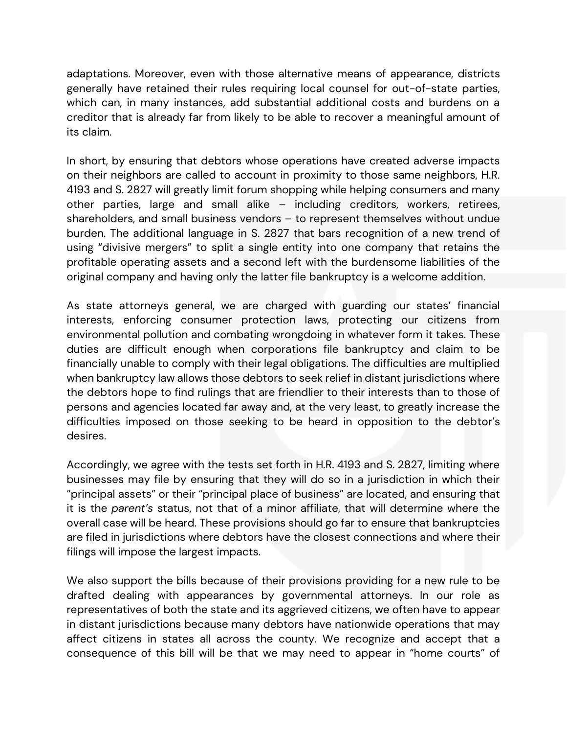adaptations. Moreover, even with those alternative means of appearance, districts generally have retained their rules requiring local counsel for out-of-state parties, which can, in many instances, add substantial additional costs and burdens on a creditor that is already far from likely to be able to recover a meaningful amount of its claim.

In short, by ensuring that debtors whose operations have created adverse impacts on their neighbors are called to account in proximity to those same neighbors, H.R. 4193 and S. 2827 will greatly limit forum shopping while helping consumers and many other parties, large and small alike – including creditors, workers, retirees, shareholders, and small business vendors – to represent themselves without undue burden. The additional language in S. 2827 that bars recognition of a new trend of using "divisive mergers" to split a single entity into one company that retains the profitable operating assets and a second left with the burdensome liabilities of the original company and having only the latter file bankruptcy is a welcome addition.

As state attorneys general, we are charged with guarding our states' financial interests, enforcing consumer protection laws, protecting our citizens from environmental pollution and combating wrongdoing in whatever form it takes. These duties are difficult enough when corporations file bankruptcy and claim to be financially unable to comply with their legal obligations. The difficulties are multiplied when bankruptcy law allows those debtors to seek relief in distant jurisdictions where the debtors hope to find rulings that are friendlier to their interests than to those of persons and agencies located far away and, at the very least, to greatly increase the difficulties imposed on those seeking to be heard in opposition to the debtor's desires.

Accordingly, we agree with the tests set forth in H.R. 4193 and S. 2827, limiting where businesses may file by ensuring that they will do so in a jurisdiction in which their "principal assets" or their "principal place of business" are located, and ensuring that it is the *parent's* status, not that of a minor affiliate, that will determine where the overall case will be heard. These provisions should go far to ensure that bankruptcies are filed in jurisdictions where debtors have the closest connections and where their filings will impose the largest impacts.

We also support the bills because of their provisions providing for a new rule to be drafted dealing with appearances by governmental attorneys. In our role as representatives of both the state and its aggrieved citizens, we often have to appear in distant jurisdictions because many debtors have nationwide operations that may affect citizens in states all across the county. We recognize and accept that a consequence of this bill will be that we may need to appear in "home courts" of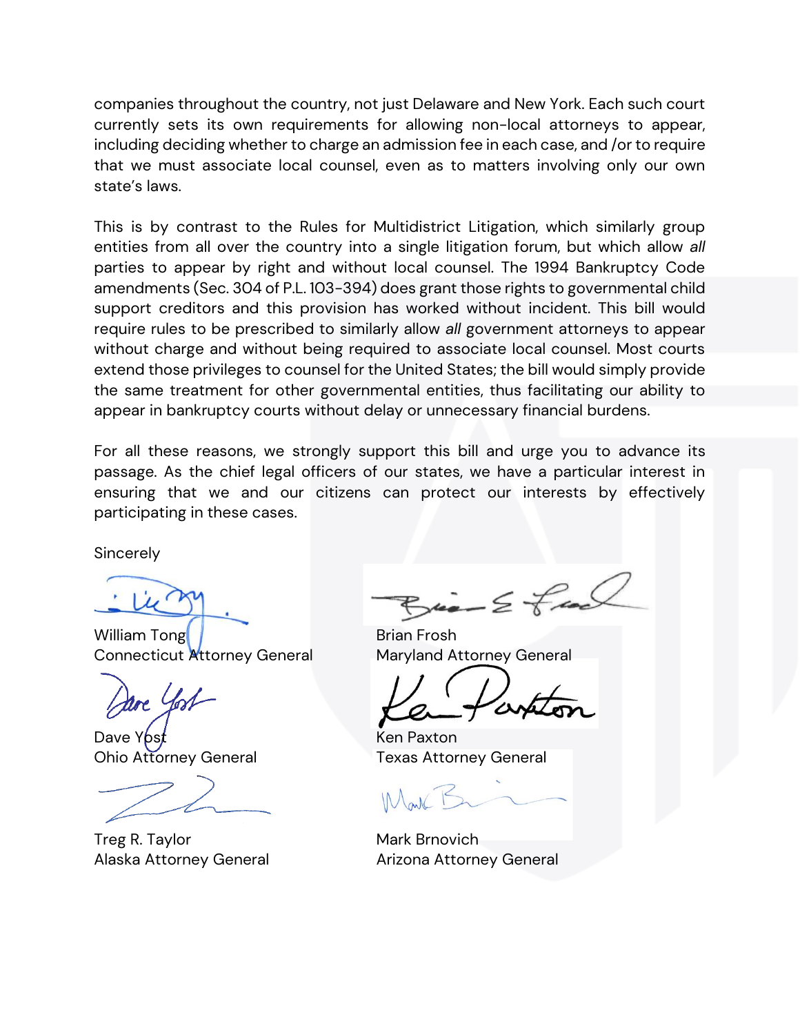companies throughout the country, not just Delaware and New York. Each such court currently sets its own requirements for allowing non-local attorneys to appear, including deciding whether to charge an admission fee in each case, and /or to require that we must associate local counsel, even as to matters involving only our own state's laws.

This is by contrast to the Rules for Multidistrict Litigation, which similarly group entities from all over the country into a single litigation forum, but which allow *all* parties to appear by right and without local counsel. The 1994 Bankruptcy Code amendments (Sec. 304 of P.L. 103-394) does grant those rights to governmental child support creditors and this provision has worked without incident. This bill would require rules to be prescribed to similarly allow *all* government attorneys to appear without charge and without being required to associate local counsel. Most courts extend those privileges to counsel for the United States; the bill would simply provide the same treatment for other governmental entities, thus facilitating our ability to appear in bankruptcy courts without delay or unnecessary financial burdens.

For all these reasons, we strongly support this bill and urge you to advance its passage. As the chief legal officers of our states, we have a particular interest in ensuring that we and our citizens can protect our interests by effectively participating in these cases.

Sincerely

William Tong
Connecticut Attorney General

Brian Frosh
Maryland Attorney General

Dave Yost
Ohio Attorney General

Ken Paxton
Texas Attorney General

Treg R. Taylor
Alaska Attorney General

Mark Brnovich
Arizona Attorney General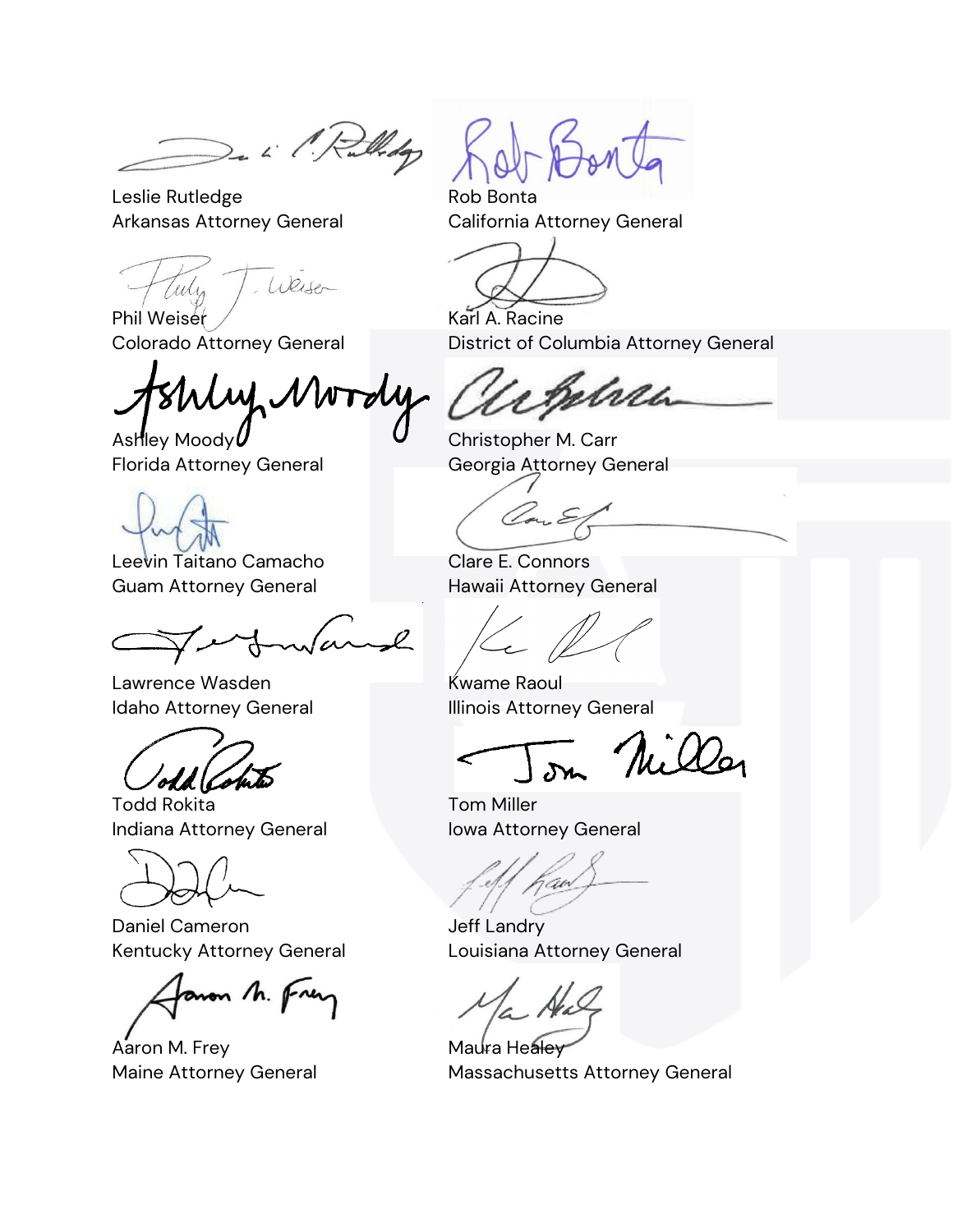Leslie Rutledge
Arkansas Attorney General

Rob Bonta
California Attorney General

Phil Weiser
Colorado Attorney General

Karl A. Racine
District of Columbia Attorney General

Ashley Moody
Florida Attorney General

Christopher M. Carr
Georgia Attorney General

Leevin Taitano Camacho
Guam Attorney General

Clare E. Connors
Hawaii Attorney General

Lawrence Wasden
Idaho Attorney General

Kwame Raoul
Illinois Attorney General

Todd Rokita
Indiana Attorney General

Tom Miller
Iowa Attorney General

Daniel Cameron
Kentucky Attorney General

Jeff Landry
Louisiana Attorney General

Aaron M. Frey
Maine Attorney General

Maura Healey
Massachusetts Attorney General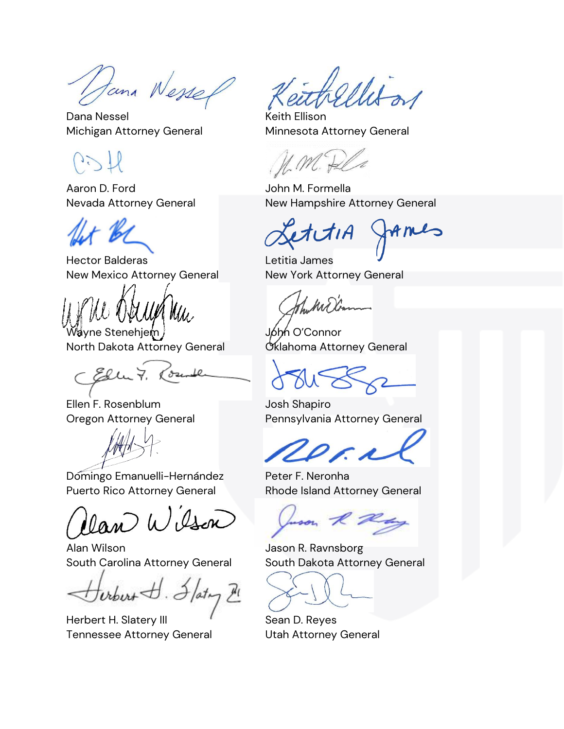Dana Nessel
Michigan Attorney General

Keith Ellison
Minnesota Attorney General

Aaron D. Ford
Nevada Attorney General

John M. Formella
New Hampshire Attorney General

Hector Balderas
New Mexico Attorney General

Letitia James
New York Attorney General

Wayne Stenehjem
North Dakota Attorney General

John O'Connor
Oklahoma Attorney General

Ellen F. Rosenblum
Oregon Attorney General

Josh Shapiro
Pennsylvania Attorney General

Domingo Emanuelli-Hernández
Puerto Rico Attorney General

Peter F. Neronha
Rhode Island Attorney General

Alan Wilson
South Carolina Attorney General

Jason R. Ravnsborg
South Dakota Attorney General

Herbert H. Slatery III
Tennessee Attorney General

Sean D. Reyes
Utah Attorney General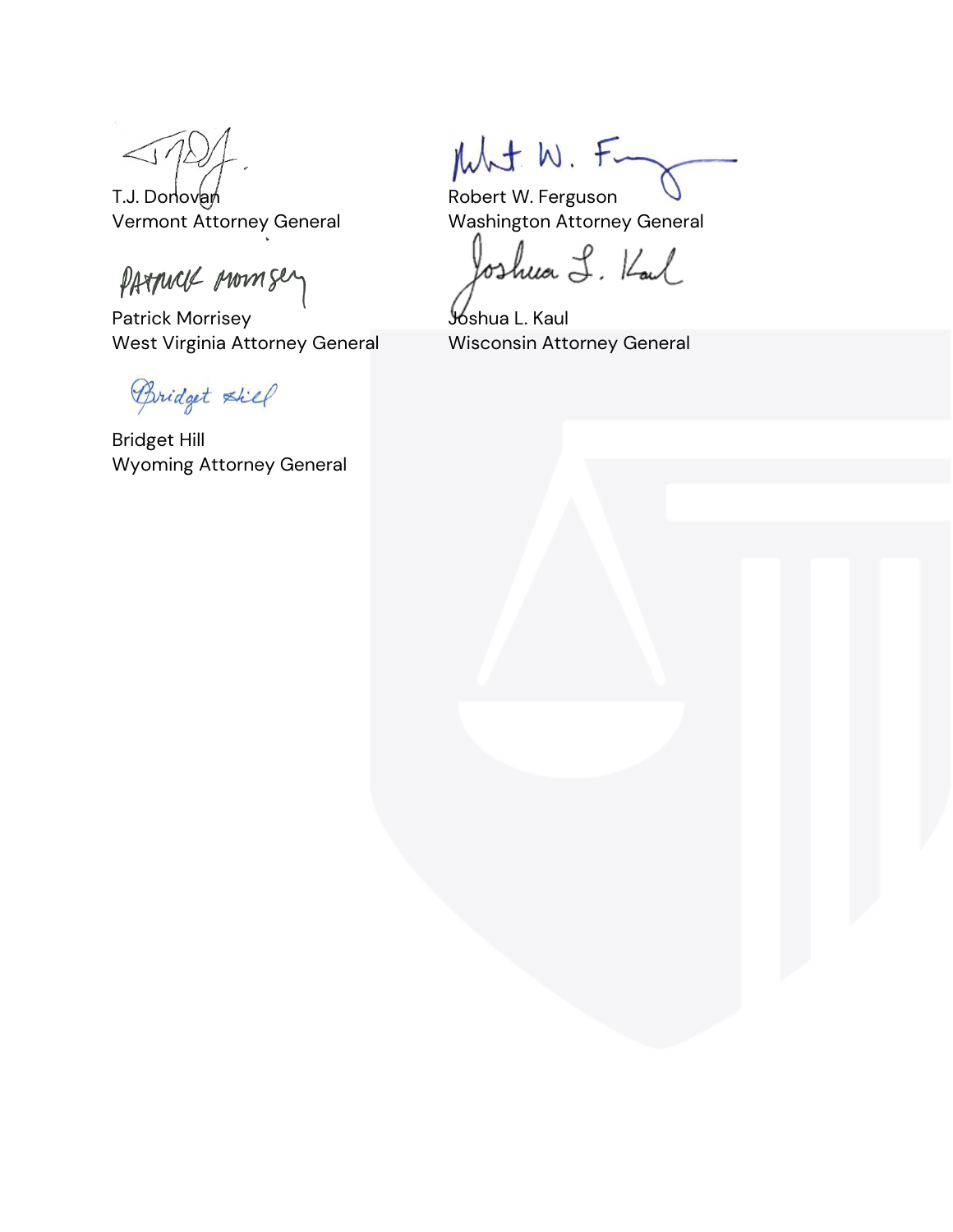T.J. Donovan
Vermont Attorney General

Robert W. Ferguson
Washington Attorney General

Patrick Morrisey
West Virginia Attorney General

Joshua L. Kaul
Wisconsin Attorney General

Bridget Hill
Wyoming Attorney General